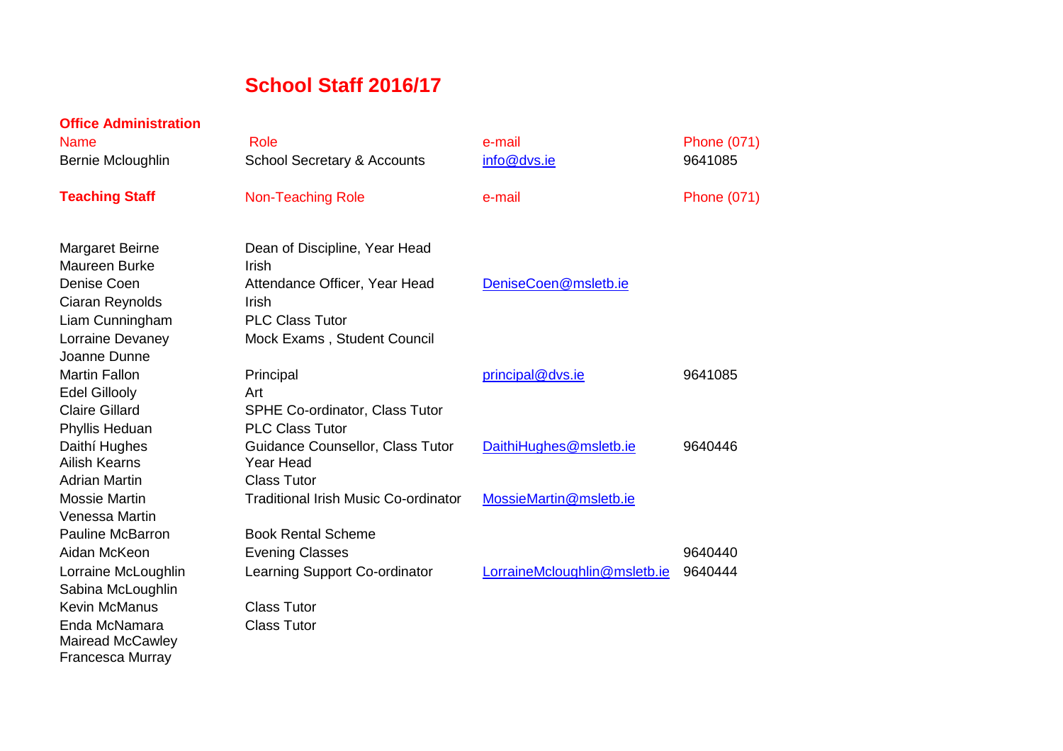# School Staff 2016/17

## Office Administration

| Name | Role | e-mail | Phone (071) |
|---|---|---|---|
| Bernie Mcloughlin | School Secretary & Accounts | info@dvs.ie | 9641085 |

## Teaching Staff

| Teaching Staff | Non-Teaching Role | e-mail | Phone (071) |
|---|---|---|---|
| Margaret Beirne | Dean of Discipline, Year Head | | |
| Maureen Burke | Irish | | |
| Denise Coen | Attendance Officer, Year Head | DeniseCoen@msletb.ie | |
| Ciaran Reynolds | Irish | | |
| Liam Cunningham | PLC Class Tutor | | |
| Lorraine Devaney | Mock Exams , Student Council | | |
| Joanne Dunne | | | |
| Martin Fallon | Principal | principal@dvs.ie | 9641085 |
| Edel Gillooly | Art | | |
| Claire Gillard | SPHE Co-ordinator, Class Tutor | | |
| Phyllis Heduan | PLC Class Tutor | | |
| Daithí Hughes | Guidance Counsellor, Class Tutor | DaithiHughes@msletb.ie | 9640446 |
| Ailish Kearns | Year Head | | |
| Adrian Martin | Class Tutor | | |
| Mossie Martin | Traditional Irish Music Co-ordinator | MossieMartin@msletb.ie | |
| Venessa Martin | | | |
| Pauline McBarron | Book Rental Scheme | | |
| Aidan McKeon | Evening Classes | | 9640440 |
| Lorraine McLoughlin | Learning Support Co-ordinator | LorraineMcloughlin@msletb.ie | 9640444 |
| Sabina McLoughlin | | | |
| Kevin McManus | Class Tutor | | |
| Enda McNamara | Class Tutor | | |
| Mairead McCawley | | | |
| Francesca Murray | | | |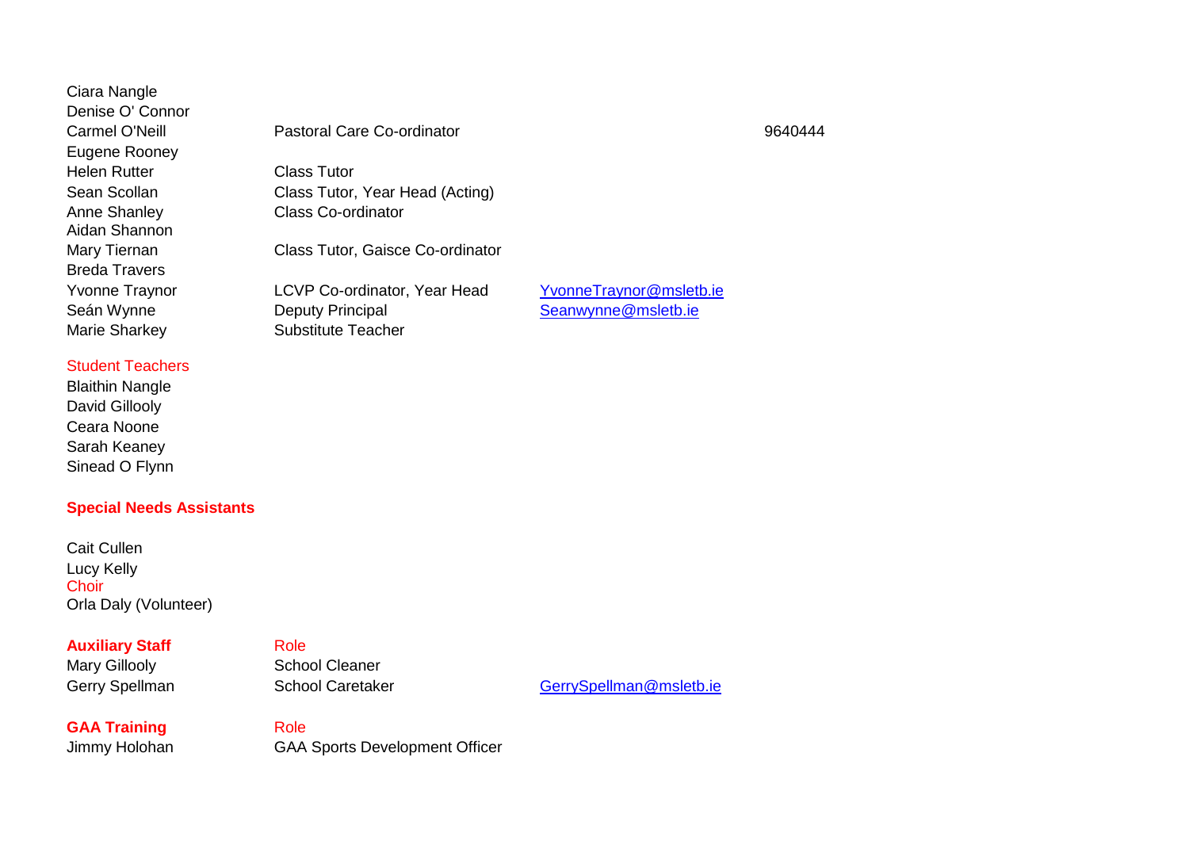| | | | |
|---|---|---|---|
| Ciara Nangle | | | |
| Denise O' Connor | | | |
| Carmel O'Neill | Pastoral Care Co-ordinator | | 9640444 |
| Eugene Rooney | | | |
| Helen Rutter | Class Tutor | | |
| Sean Scollan | Class Tutor, Year Head (Acting) | | |
| Anne Shanley | Class Co-ordinator | | |
| Aidan Shannon | | | |
| Mary Tiernan | Class Tutor, Gaisce Co-ordinator | | |
| Breda Travers | | | |
| Yvonne Traynor | LCVP Co-ordinator, Year Head | YvonneTraynor@msletb.ie | |
| Seán Wynne | Deputy Principal | Seanwynne@msletb.ie | |
| Marie Sharkey | Substitute Teacher | | |

Student Teachers

Blaithin Nangle
David Gillooly
Ceara Noone
Sarah Keaney
Sinead O Flynn

**Special Needs Assistants**

Cait Cullen
Lucy Kelly

Choir

Orla Daly (Volunteer)

| **Auxiliary Staff** | Role | |
|---|---|---|
| Mary Gillooly | School Cleaner | |
| Gerry Spellman | School Caretaker | GerrySpellman@msletb.ie |

| **GAA Training** | Role |
|---|---|
| Jimmy Holohan | GAA Sports Development Officer |